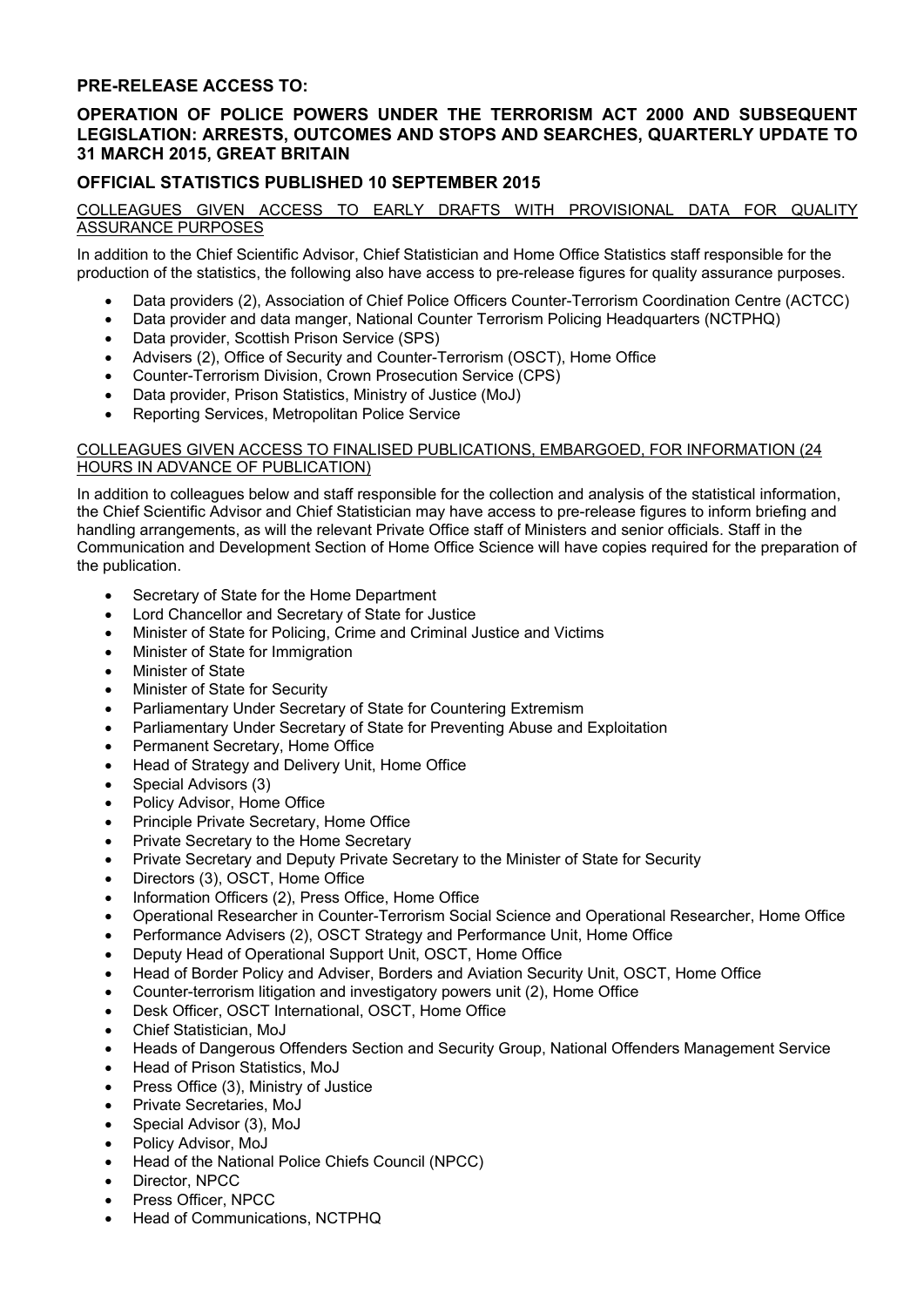## PRE-RELEASE ACCESS TO:

## OPERATION OF POLICE POWERS UNDER THE TERRORISM ACT 2000 AND SUBSEQUENT LEGISLATION: ARRESTS, OUTCOMES AND STOPS AND SEARCHES, QUARTERLY UPDATE TO 31 MARCH 2015, GREAT BRITAIN

## OFFICIAL STATISTICS PUBLISHED 10 SEPTEMBER 2015

<u>COLLEAGUES GIVEN ACCESS TO EARLY DRAFTS WITH PROVISIONAL DATA FOR QUALITY ASSURANCE PURPOSES</u>

In addition to the Chief Scientific Advisor, Chief Statistician and Home Office Statistics staff responsible for the production of the statistics, the following also have access to pre-release figures for quality assurance purposes.

- Data providers (2), Association of Chief Police Officers Counter-Terrorism Coordination Centre (ACTCC)
- Data provider and data manger, National Counter Terrorism Policing Headquarters (NCTPHQ)
- Data provider, Scottish Prison Service (SPS)
- Advisers (2), Office of Security and Counter-Terrorism (OSCT), Home Office
- Counter-Terrorism Division, Crown Prosecution Service (CPS)
- Data provider, Prison Statistics, Ministry of Justice (MoJ)
- Reporting Services, Metropolitan Police Service

<u>COLLEAGUES GIVEN ACCESS TO FINALISED PUBLICATIONS, EMBARGOED, FOR INFORMATION (24 HOURS IN ADVANCE OF PUBLICATION)</u>

In addition to colleagues below and staff responsible for the collection and analysis of the statistical information, the Chief Scientific Advisor and Chief Statistician may have access to pre-release figures to inform briefing and handling arrangements, as will the relevant Private Office staff of Ministers and senior officials. Staff in the Communication and Development Section of Home Office Science will have copies required for the preparation of the publication.

- Secretary of State for the Home Department
- Lord Chancellor and Secretary of State for Justice
- Minister of State for Policing, Crime and Criminal Justice and Victims
- Minister of State for Immigration
- Minister of State
- Minister of State for Security
- Parliamentary Under Secretary of State for Countering Extremism
- Parliamentary Under Secretary of State for Preventing Abuse and Exploitation
- Permanent Secretary, Home Office
- Head of Strategy and Delivery Unit, Home Office
- Special Advisors (3)
- Policy Advisor, Home Office
- Principle Private Secretary, Home Office
- Private Secretary to the Home Secretary
- Private Secretary and Deputy Private Secretary to the Minister of State for Security
- Directors (3), OSCT, Home Office
- Information Officers (2), Press Office, Home Office
- Operational Researcher in Counter-Terrorism Social Science and Operational Researcher, Home Office
- Performance Advisers (2), OSCT Strategy and Performance Unit, Home Office
- Deputy Head of Operational Support Unit, OSCT, Home Office
- Head of Border Policy and Adviser, Borders and Aviation Security Unit, OSCT, Home Office
- Counter-terrorism litigation and investigatory powers unit (2), Home Office
- Desk Officer, OSCT International, OSCT, Home Office
- Chief Statistician, MoJ
- Heads of Dangerous Offenders Section and Security Group, National Offenders Management Service
- Head of Prison Statistics, MoJ
- Press Office (3), Ministry of Justice
- Private Secretaries, MoJ
- Special Advisor (3), MoJ
- Policy Advisor, MoJ
- Head of the National Police Chiefs Council (NPCC)
- Director, NPCC
- Press Officer, NPCC
- Head of Communications, NCTPHQ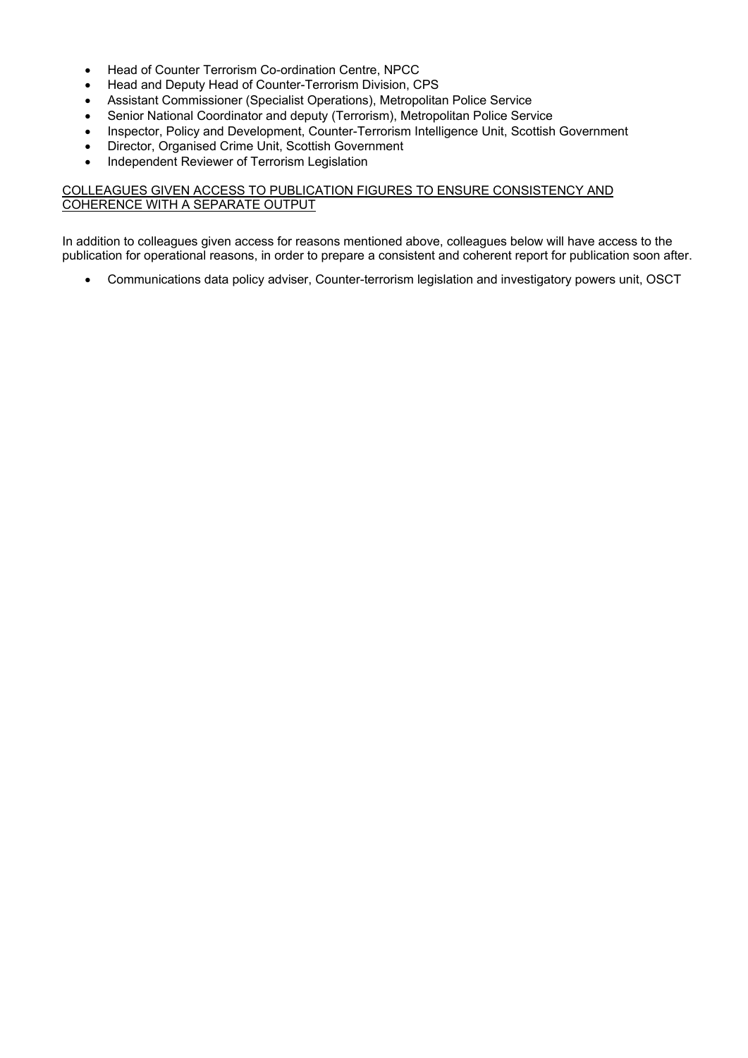- Head of Counter Terrorism Co-ordination Centre, NPCC
- Head and Deputy Head of Counter-Terrorism Division, CPS
- Assistant Commissioner (Specialist Operations), Metropolitan Police Service
- Senior National Coordinator and deputy (Terrorism), Metropolitan Police Service
- Inspector, Policy and Development, Counter-Terrorism Intelligence Unit, Scottish Government
- Director, Organised Crime Unit, Scottish Government
- Independent Reviewer of Terrorism Legislation

<u>COLLEAGUES GIVEN ACCESS TO PUBLICATION FIGURES TO ENSURE CONSISTENCY AND COHERENCE WITH A SEPARATE OUTPUT</u>

In addition to colleagues given access for reasons mentioned above, colleagues below will have access to the publication for operational reasons, in order to prepare a consistent and coherent report for publication soon after.

- Communications data policy adviser, Counter-terrorism legislation and investigatory powers unit, OSCT